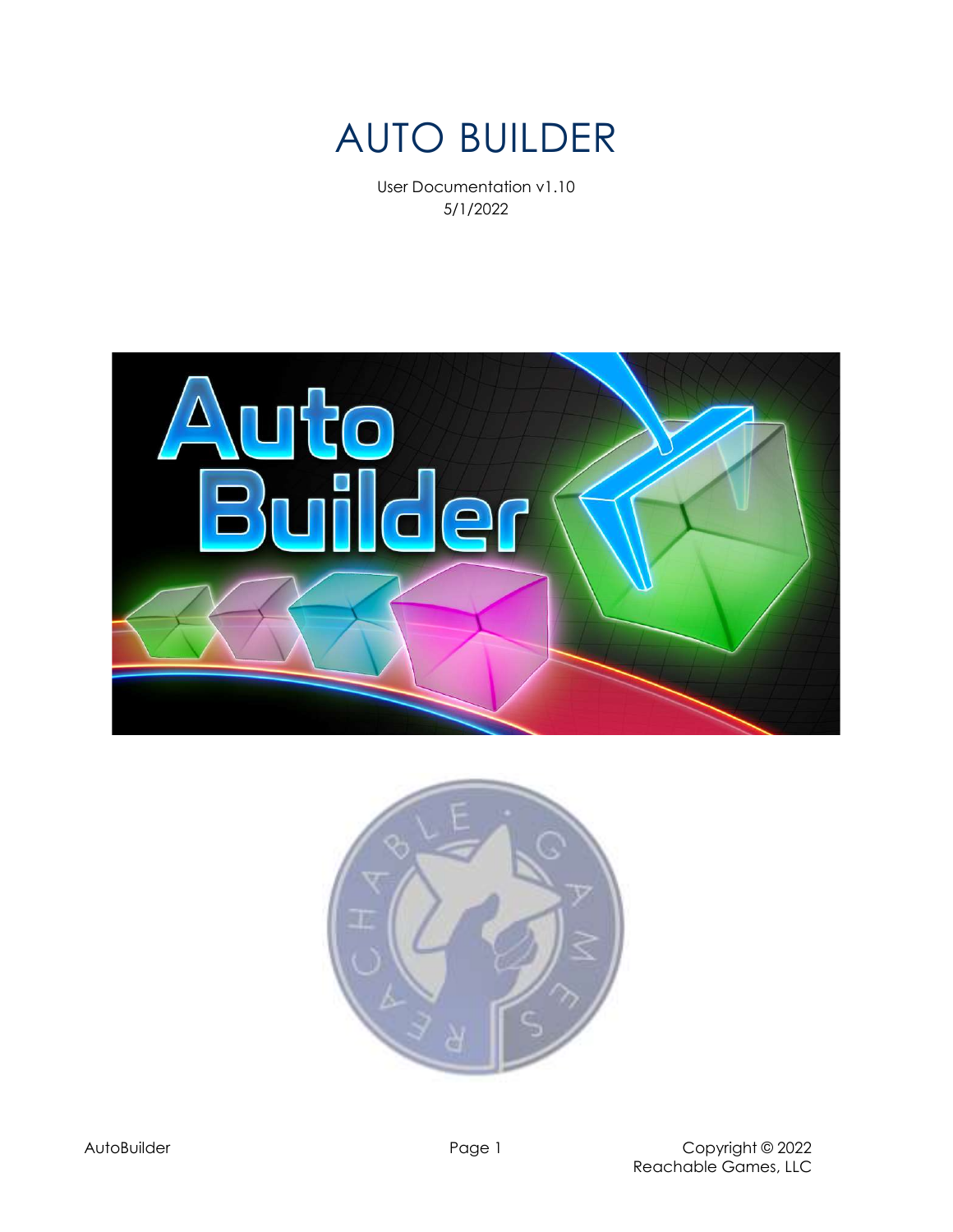# AUTO BUILDER

User Documentation v1.10
5/1/2022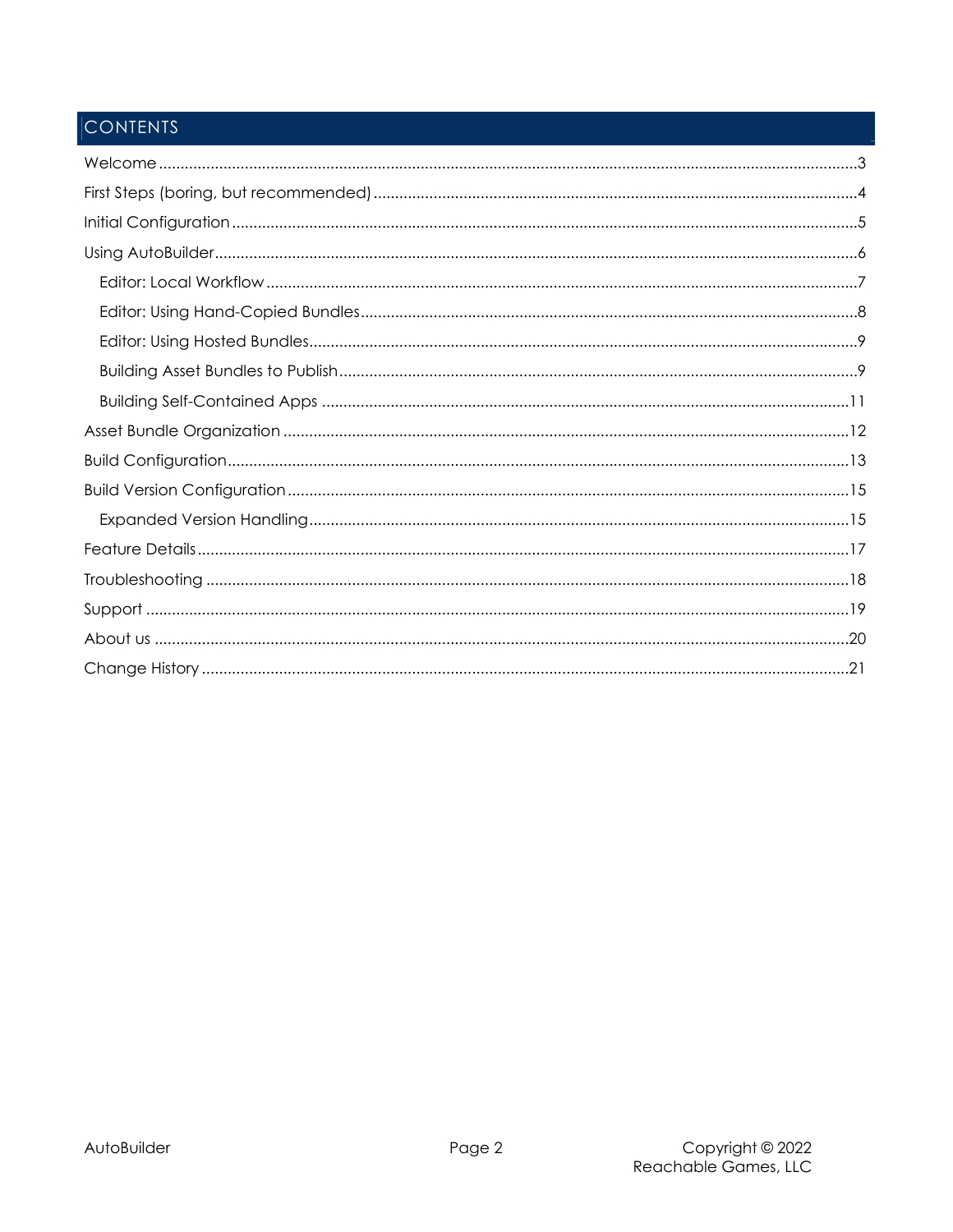# CONTENTS

- Welcome ... 3
- First Steps (boring, but recommended) ... 4
- Initial Configuration ... 5
- Using AutoBuilder ... 6
  - Editor: Local Workflow ... 7
  - Editor: Using Hand-Copied Bundles ... 8
  - Editor: Using Hosted Bundles ... 9
  - Building Asset Bundles to Publish ... 9
  - Building Self-Contained Apps ... 11
- Asset Bundle Organization ... 12
- Build Configuration ... 13
- Build Version Configuration ... 15
  - Expanded Version Handling ... 15
- Feature Details ... 17
- Troubleshooting ... 18
- Support ... 19
- About us ... 20
- Change History ... 21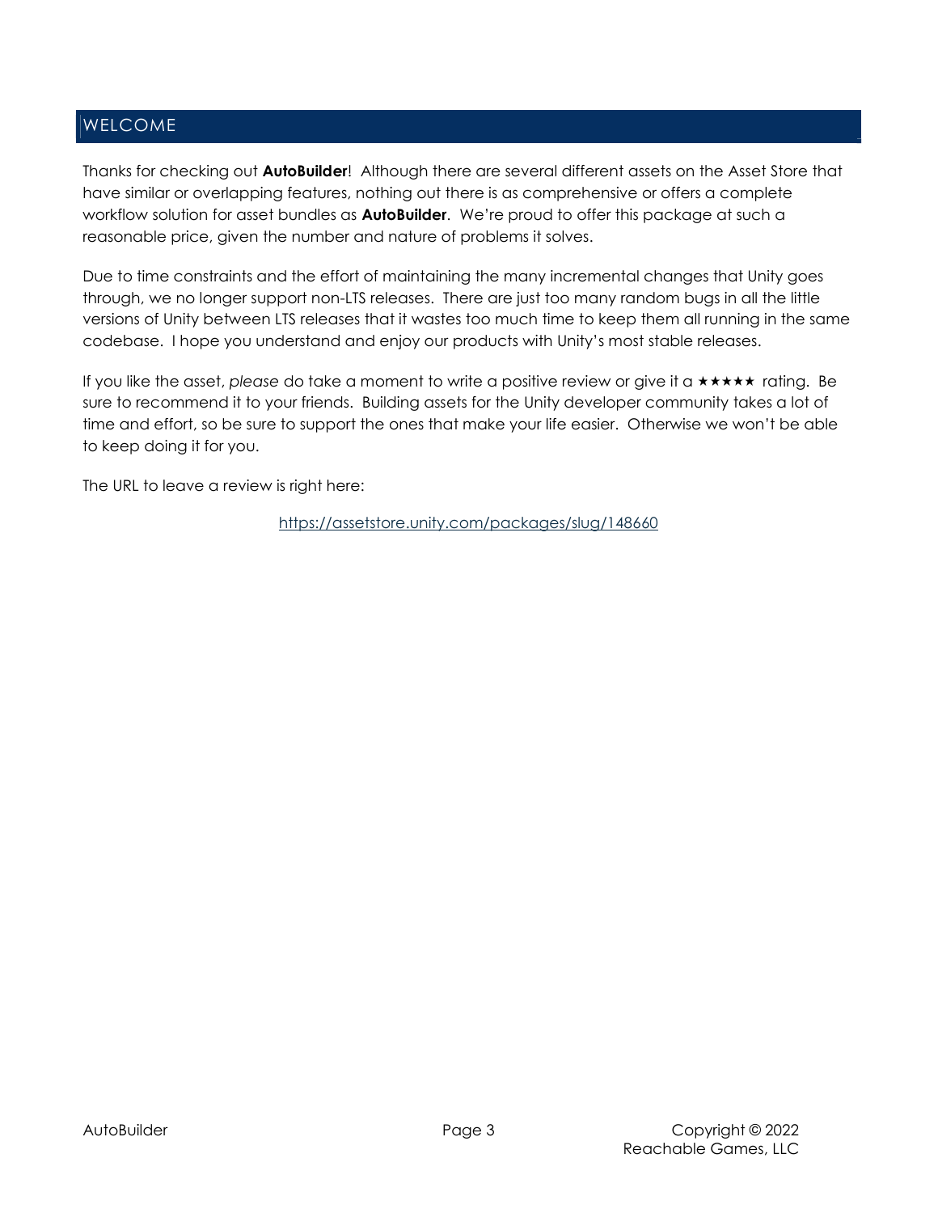## WELCOME

Thanks for checking out **AutoBuilder**! Although there are several different assets on the Asset Store that have similar or overlapping features, nothing out there is as comprehensive or offers a complete workflow solution for asset bundles as **AutoBuilder**. We're proud to offer this package at such a reasonable price, given the number and nature of problems it solves.

Due to time constraints and the effort of maintaining the many incremental changes that Unity goes through, we no longer support non-LTS releases. There are just too many random bugs in all the little versions of Unity between LTS releases that it wastes too much time to keep them all running in the same codebase. I hope you understand and enjoy our products with Unity's most stable releases.

If you like the asset, *please* do take a moment to write a positive review or give it a ★★★★★ rating. Be sure to recommend it to your friends. Building assets for the Unity developer community takes a lot of time and effort, so be sure to support the ones that make your life easier. Otherwise we won't be able to keep doing it for you.

The URL to leave a review is right here:

https://assetstore.unity.com/packages/slug/148660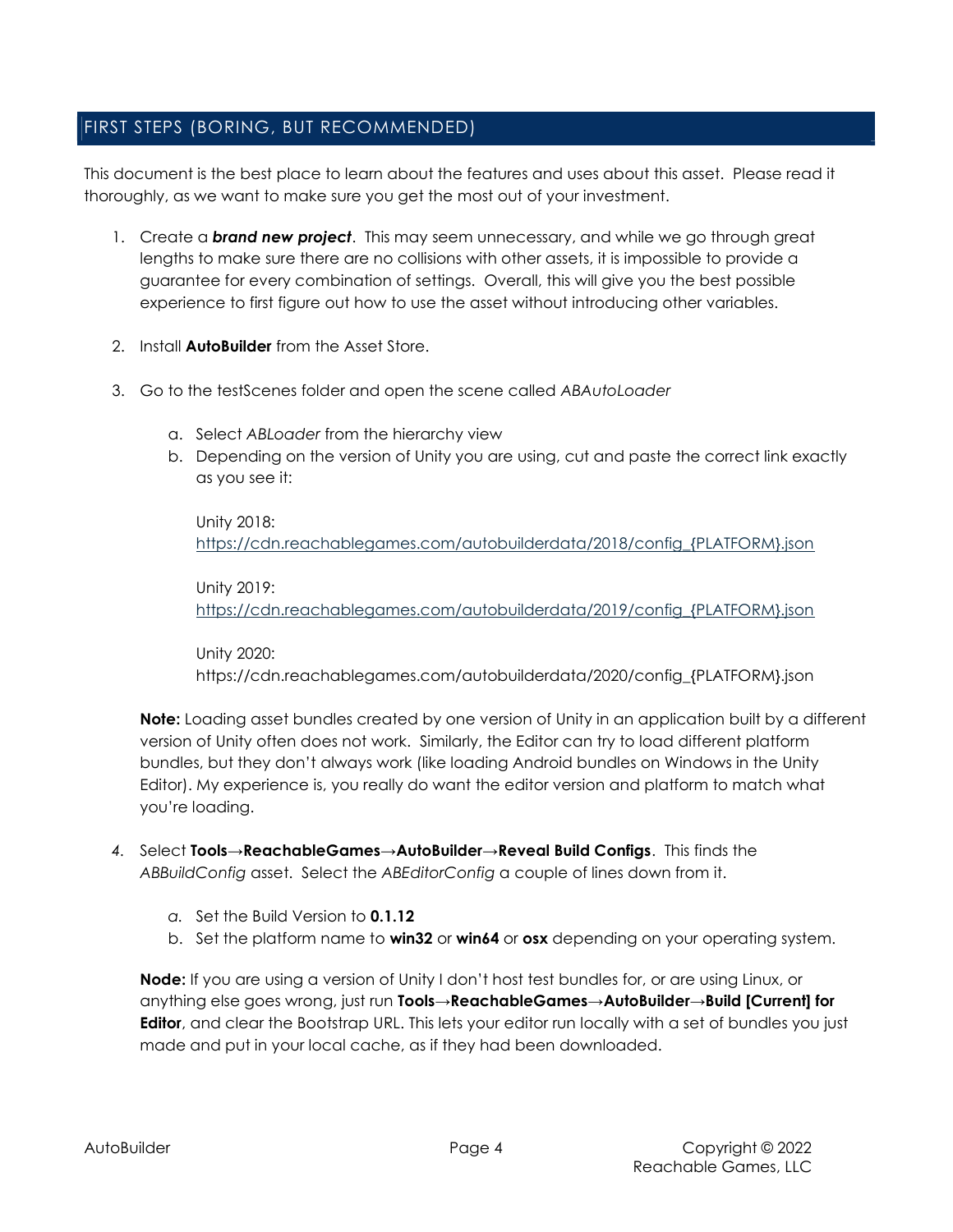## FIRST STEPS (BORING, BUT RECOMMENDED)

This document is the best place to learn about the features and uses about this asset. Please read it thoroughly, as we want to make sure you get the most out of your investment.

1. Create a ***brand new project***. This may seem unnecessary, and while we go through great lengths to make sure there are no collisions with other assets, it is impossible to provide a guarantee for every combination of settings. Overall, this will give you the best possible experience to first figure out how to use the asset without introducing other variables.

2. Install **AutoBuilder** from the Asset Store.

3. Go to the testScenes folder and open the scene called *ABAutoLoader*

   a. Select *ABLoader* from the hierarchy view
   b. Depending on the version of Unity you are using, cut and paste the correct link exactly as you see it:

      Unity 2018:
      https://cdn.reachablegames.com/autobuilderdata/2018/config_{PLATFORM}.json

      Unity 2019:
      https://cdn.reachablegames.com/autobuilderdata/2019/config_{PLATFORM}.json

      Unity 2020:
      https://cdn.reachablegames.com/autobuilderdata/2020/config_{PLATFORM}.json

   **Note:** Loading asset bundles created by one version of Unity in an application built by a different version of Unity often does not work. Similarly, the Editor can try to load different platform bundles, but they don't always work (like loading Android bundles on Windows in the Unity Editor). My experience is, you really do want the editor version and platform to match what you're loading.

4. Select **Tools→ReachableGames→AutoBuilder→Reveal Build Configs**. This finds the *ABBuildConfig* asset. Select the *ABEditorConfig* a couple of lines down from it.

   a. Set the Build Version to **0.1.12**
   b. Set the platform name to **win32** or **win64** or **osx** depending on your operating system.

   **Node:** If you are using a version of Unity I don't host test bundles for, or are using Linux, or anything else goes wrong, just run **Tools→ReachableGames→AutoBuilder→Build [Current] for Editor**, and clear the Bootstrap URL. This lets your editor run locally with a set of bundles you just made and put in your local cache, as if they had been downloaded.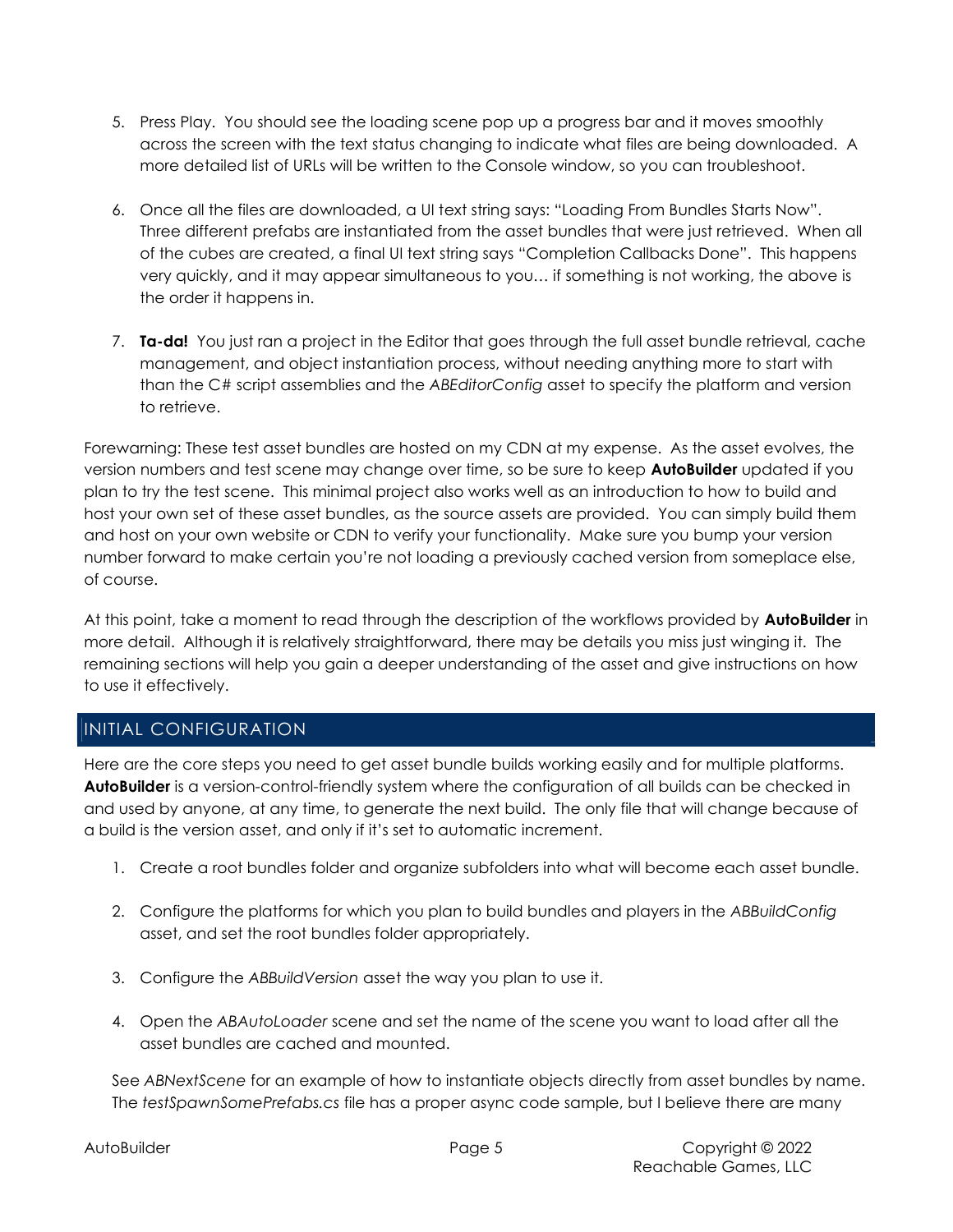5. Press Play. You should see the loading scene pop up a progress bar and it moves smoothly across the screen with the text status changing to indicate what files are being downloaded. A more detailed list of URLs will be written to the Console window, so you can troubleshoot.

6. Once all the files are downloaded, a UI text string says: "Loading From Bundles Starts Now". Three different prefabs are instantiated from the asset bundles that were just retrieved. When all of the cubes are created, a final UI text string says "Completion Callbacks Done". This happens very quickly, and it may appear simultaneous to you… if something is not working, the above is the order it happens in.

7. **Ta-da!** You just ran a project in the Editor that goes through the full asset bundle retrieval, cache management, and object instantiation process, without needing anything more to start with than the C# script assemblies and the *ABEditorConfig* asset to specify the platform and version to retrieve.

Forewarning: These test asset bundles are hosted on my CDN at my expense. As the asset evolves, the version numbers and test scene may change over time, so be sure to keep **AutoBuilder** updated if you plan to try the test scene. This minimal project also works well as an introduction to how to build and host your own set of these asset bundles, as the source assets are provided. You can simply build them and host on your own website or CDN to verify your functionality. Make sure you bump your version number forward to make certain you're not loading a previously cached version from someplace else, of course.

At this point, take a moment to read through the description of the workflows provided by **AutoBuilder** in more detail. Although it is relatively straightforward, there may be details you miss just winging it. The remaining sections will help you gain a deeper understanding of the asset and give instructions on how to use it effectively.

## INITIAL CONFIGURATION

Here are the core steps you need to get asset bundle builds working easily and for multiple platforms. **AutoBuilder** is a version-control-friendly system where the configuration of all builds can be checked in and used by anyone, at any time, to generate the next build. The only file that will change because of a build is the version asset, and only if it's set to automatic increment.

1. Create a root bundles folder and organize subfolders into what will become each asset bundle.

2. Configure the platforms for which you plan to build bundles and players in the *ABBuildConfig* asset, and set the root bundles folder appropriately.

3. Configure the *ABBuildVersion* asset the way you plan to use it.

4. Open the *ABAutoLoader* scene and set the name of the scene you want to load after all the asset bundles are cached and mounted.

See *ABNextScene* for an example of how to instantiate objects directly from asset bundles by name. The *testSpawnSomePrefabs.cs* file has a proper async code sample, but I believe there are many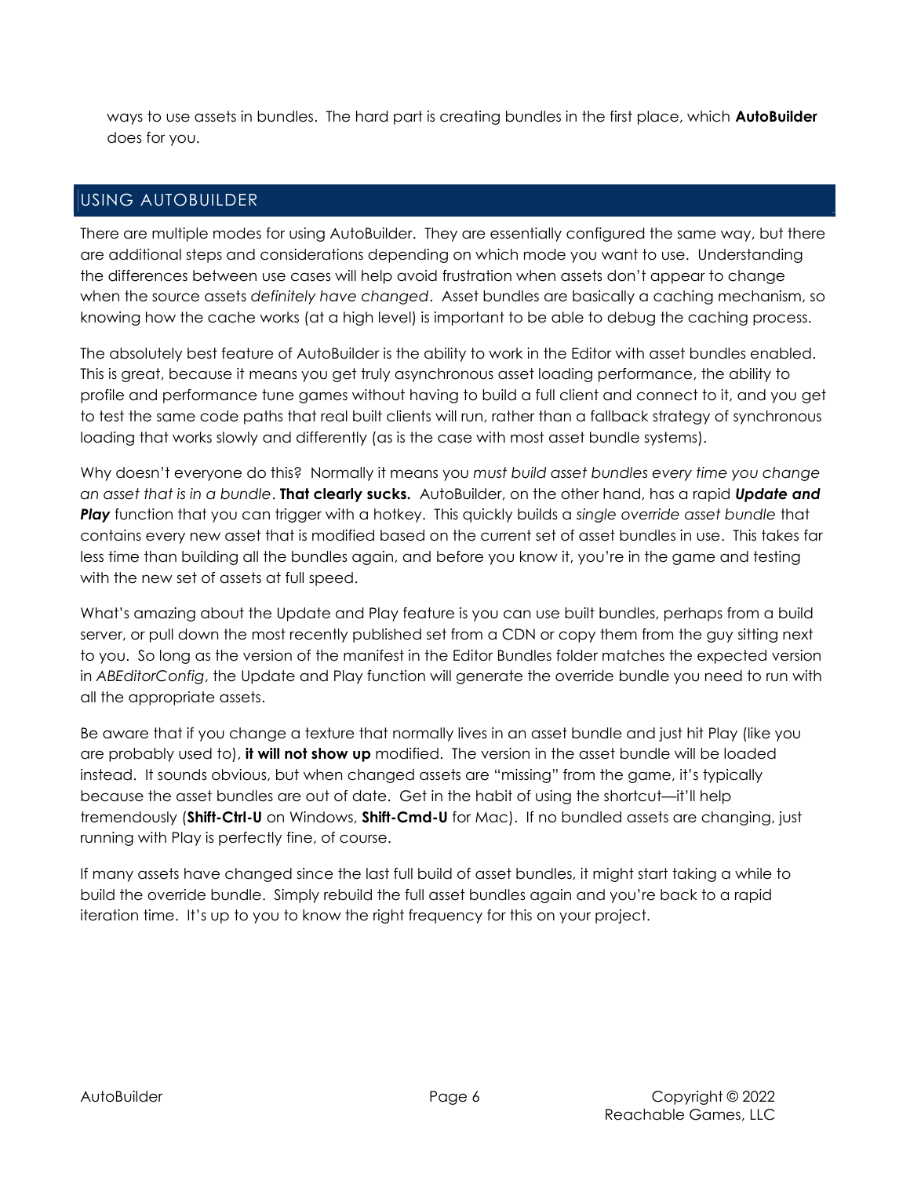ways to use assets in bundles. The hard part is creating bundles in the first place, which **AutoBuilder** does for you.

## USING AUTOBUILDER

There are multiple modes for using AutoBuilder. They are essentially configured the same way, but there are additional steps and considerations depending on which mode you want to use. Understanding the differences between use cases will help avoid frustration when assets don't appear to change when the source assets *definitely have changed*. Asset bundles are basically a caching mechanism, so knowing how the cache works (at a high level) is important to be able to debug the caching process.

The absolutely best feature of AutoBuilder is the ability to work in the Editor with asset bundles enabled. This is great, because it means you get truly asynchronous asset loading performance, the ability to profile and performance tune games without having to build a full client and connect to it, and you get to test the same code paths that real built clients will run, rather than a fallback strategy of synchronous loading that works slowly and differently (as is the case with most asset bundle systems).

Why doesn't everyone do this? Normally it means you *must build asset bundles every time you change an asset that is in a bundle*. **That clearly sucks.** AutoBuilder, on the other hand, has a rapid ***Update and Play*** function that you can trigger with a hotkey. This quickly builds a *single override asset bundle* that contains every new asset that is modified based on the current set of asset bundles in use. This takes far less time than building all the bundles again, and before you know it, you're in the game and testing with the new set of assets at full speed.

What's amazing about the Update and Play feature is you can use built bundles, perhaps from a build server, or pull down the most recently published set from a CDN or copy them from the guy sitting next to you. So long as the version of the manifest in the Editor Bundles folder matches the expected version in *ABEditorConfig*, the Update and Play function will generate the override bundle you need to run with all the appropriate assets.

Be aware that if you change a texture that normally lives in an asset bundle and just hit Play (like you are probably used to), **it will not show up** modified. The version in the asset bundle will be loaded instead. It sounds obvious, but when changed assets are "missing" from the game, it's typically because the asset bundles are out of date. Get in the habit of using the shortcut—it'll help tremendously (**Shift-Ctrl-U** on Windows, **Shift-Cmd-U** for Mac). If no bundled assets are changing, just running with Play is perfectly fine, of course.

If many assets have changed since the last full build of asset bundles, it might start taking a while to build the override bundle. Simply rebuild the full asset bundles again and you're back to a rapid iteration time. It's up to you to know the right frequency for this on your project.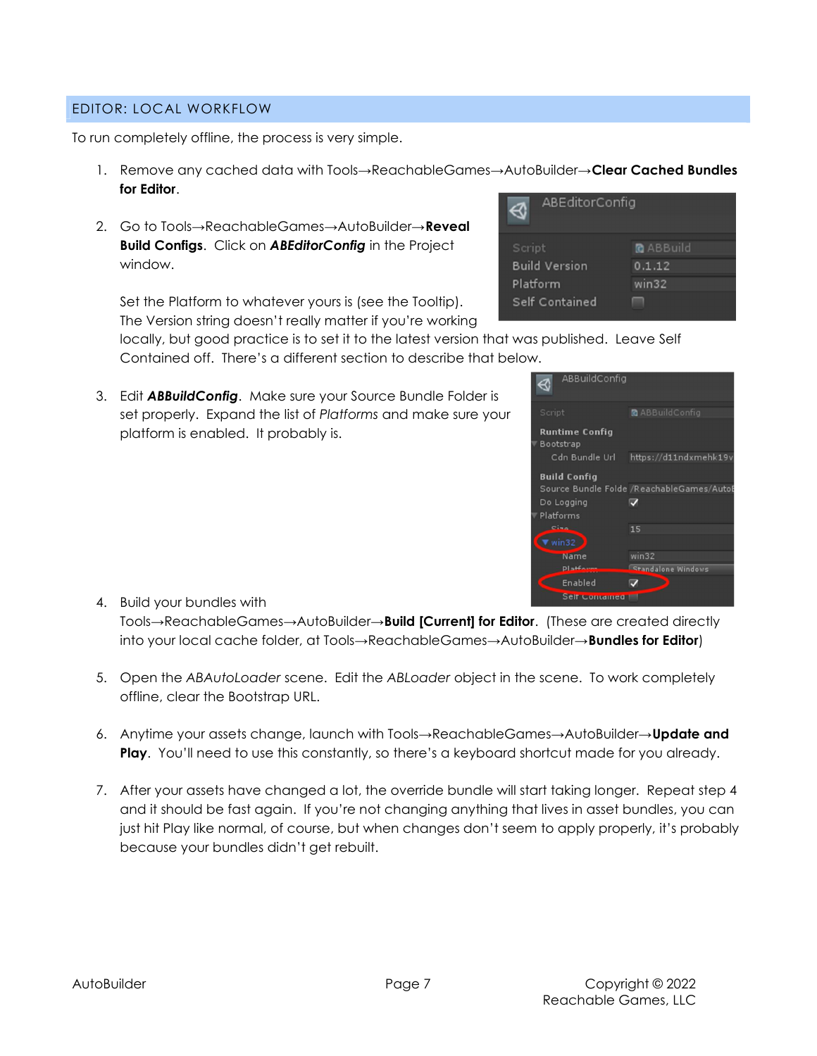## EDITOR: LOCAL WORKFLOW

To run completely offline, the process is very simple.

1. Remove any cached data with Tools→ReachableGames→AutoBuilder→**Clear Cached Bundles for Editor**.

2. Go to Tools→ReachableGames→AutoBuilder→**Reveal Build Configs**. Click on ***ABEditorConfig*** in the Project window.

   Set the Platform to whatever yours is (see the Tooltip). The Version string doesn't really matter if you're working locally, but good practice is to set it to the latest version that was published. Leave Self Contained off. There's a different section to describe that below.

3. Edit ***ABBuildConfig***. Make sure your Source Bundle Folder is set properly. Expand the list of *Platforms* and make sure your platform is enabled. It probably is.

4. Build your bundles with Tools→ReachableGames→AutoBuilder→**Build [Current] for Editor**. (These are created directly into your local cache folder, at Tools→ReachableGames→AutoBuilder→**Bundles for Editor**)

5. Open the *ABAutoLoader* scene. Edit the *ABLoader* object in the scene. To work completely offline, clear the Bootstrap URL.

6. Anytime your assets change, launch with Tools→ReachableGames→AutoBuilder→**Update and Play**. You'll need to use this constantly, so there's a keyboard shortcut made for you already.

7. After your assets have changed a lot, the override bundle will start taking longer. Repeat step 4 and it should be fast again. If you're not changing anything that lives in asset bundles, you can just hit Play like normal, of course, but when changes don't seem to apply properly, it's probably because your bundles didn't get rebuilt.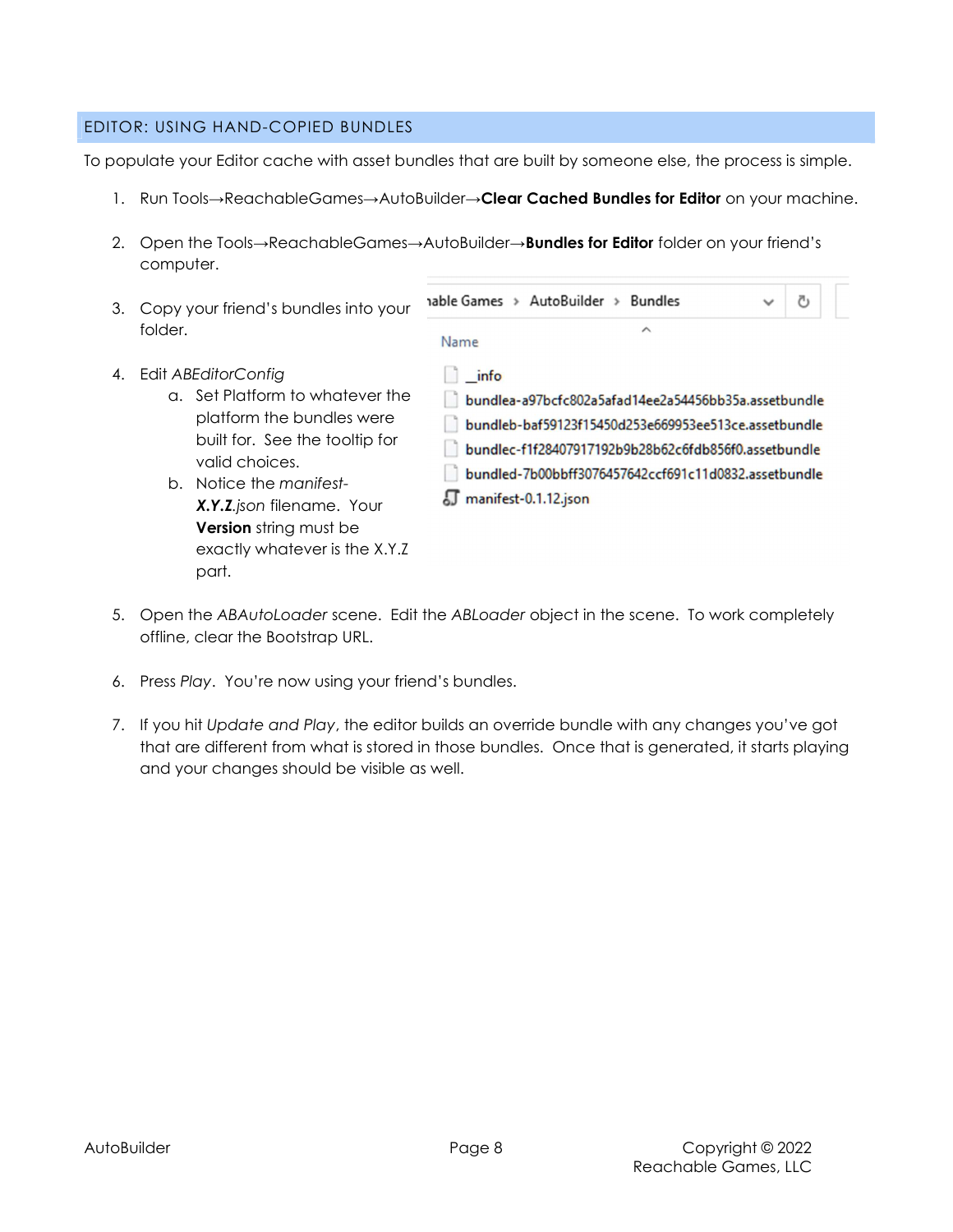## EDITOR: USING HAND-COPIED BUNDLES

To populate your Editor cache with asset bundles that are built by someone else, the process is simple.

1. Run Tools→ReachableGames→AutoBuilder→**Clear Cached Bundles for Editor** on your machine.

2. Open the Tools→ReachableGames→AutoBuilder→**Bundles for Editor** folder on your friend's computer.

3. Copy your friend's bundles into your folder.

4. Edit *ABEditorConfig*
   a. Set Platform to whatever the platform the bundles were built for. See the tooltip for valid choices.
   b. Notice the *manifest-**X.Y.Z**.json* filename. Your **Version** string must be exactly whatever is the X.Y.Z part.

5. Open the *ABAutoLoader* scene. Edit the *ABLoader* object in the scene. To work completely offline, clear the Bootstrap URL.

6. Press *Play*. You're now using your friend's bundles.

7. If you hit *Update and Play*, the editor builds an override bundle with any changes you've got that are different from what is stored in those bundles. Once that is generated, it starts playing and your changes should be visible as well.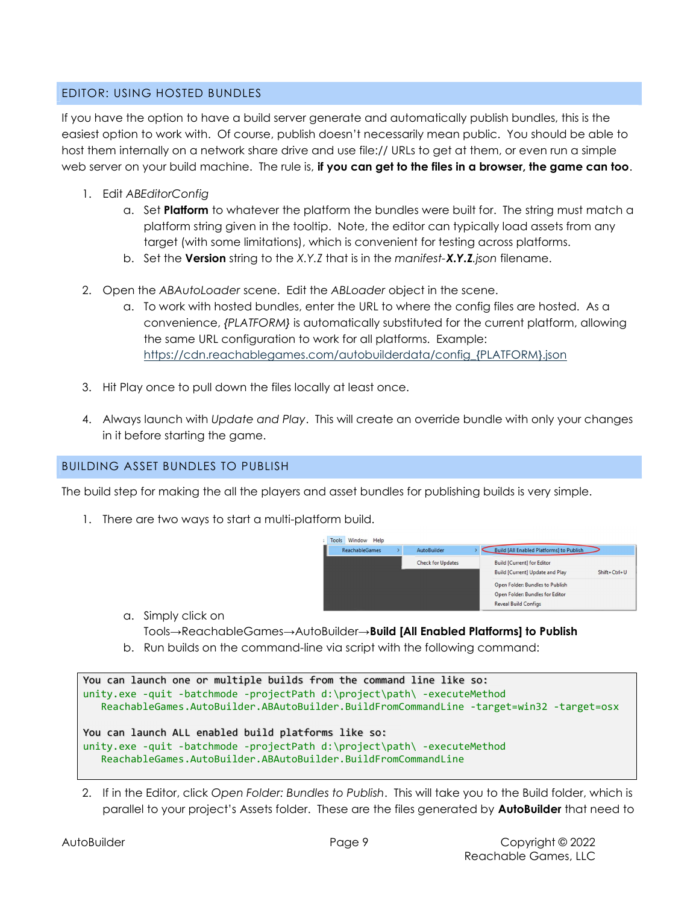## EDITOR: USING HOSTED BUNDLES

If you have the option to have a build server generate and automatically publish bundles, this is the easiest option to work with. Of course, publish doesn't necessarily mean public. You should be able to host them internally on a network share drive and use file:// URLs to get at them, or even run a simple web server on your build machine. The rule is, **if you can get to the files in a browser, the game can too**.

1. Edit *ABEditorConfig*
   a. Set **Platform** to whatever the platform the bundles were built for. The string must match a platform string given in the tooltip. Note, the editor can typically load assets from any target (with some limitations), which is convenient for testing across platforms.
   b. Set the **Version** string to the *X.Y.Z* that is in the *manifest-**X.Y.Z**.json* filename.

2. Open the *ABAutoLoader* scene. Edit the *ABLoader* object in the scene.
   a. To work with hosted bundles, enter the URL to where the config files are hosted. As a convenience, *{PLATFORM}* is automatically substituted for the current platform, allowing the same URL configuration to work for all platforms. Example: https://cdn.reachablegames.com/autobuilderdata/config_{PLATFORM}.json

3. Hit Play once to pull down the files locally at least once.

4. Always launch with *Update and Play*. This will create an override bundle with only your changes in it before starting the game.

## BUILDING ASSET BUNDLES TO PUBLISH

The build step for making the all the players and asset bundles for publishing builds is very simple.

1. There are two ways to start a multi-platform build.
   a. Simply click on Tools→ReachableGames→AutoBuilder→**Build [All Enabled Platforms] to Publish**
   b. Run builds on the command-line via script with the following command:

```
You can launch one or multiple builds from the command line like so:
unity.exe -quit -batchmode -projectPath d:\project\path\ -executeMethod
   ReachableGames.AutoBuilder.ABAutoBuilder.BuildFromCommandLine -target=win32 -target=osx

You can launch ALL enabled build platforms like so:
unity.exe -quit -batchmode -projectPath d:\project\path\ -executeMethod
   ReachableGames.AutoBuilder.ABAutoBuilder.BuildFromCommandLine
```

2. If in the Editor, click *Open Folder: Bundles to Publish*. This will take you to the Build folder, which is parallel to your project's Assets folder. These are the files generated by **AutoBuilder** that need to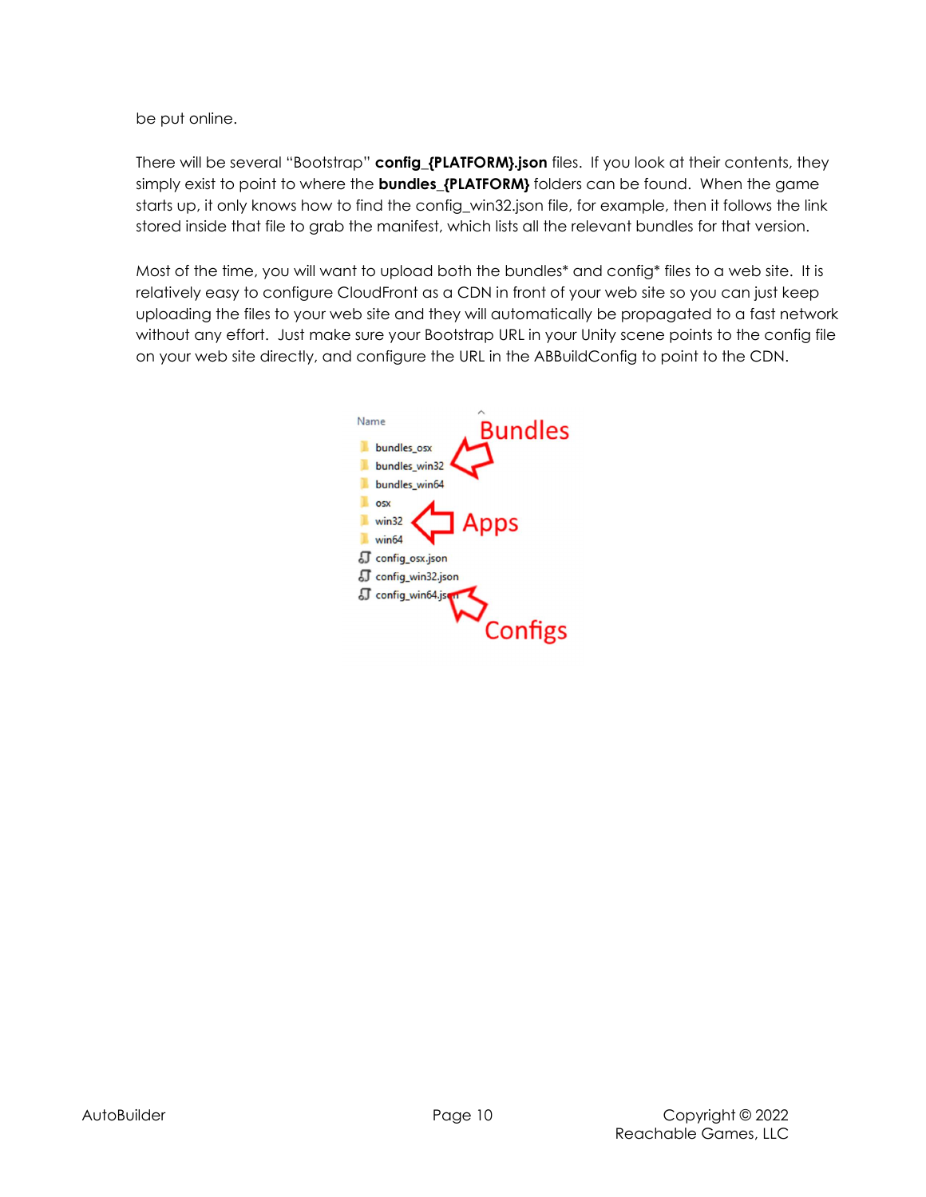be put online.

There will be several "Bootstrap" **config_{PLATFORM}.json** files. If you look at their contents, they simply exist to point to where the **bundles_{PLATFORM}** folders can be found. When the game starts up, it only knows how to find the config_win32.json file, for example, then it follows the link stored inside that file to grab the manifest, which lists all the relevant bundles for that version.

Most of the time, you will want to upload both the bundles* and config* files to a web site. It is relatively easy to configure CloudFront as a CDN in front of your web site so you can just keep uploading the files to your web site and they will automatically be propagated to a fast network without any effort. Just make sure your Bootstrap URL in your Unity scene points to the config file on your web site directly, and configure the URL in the ABBuildConfig to point to the CDN.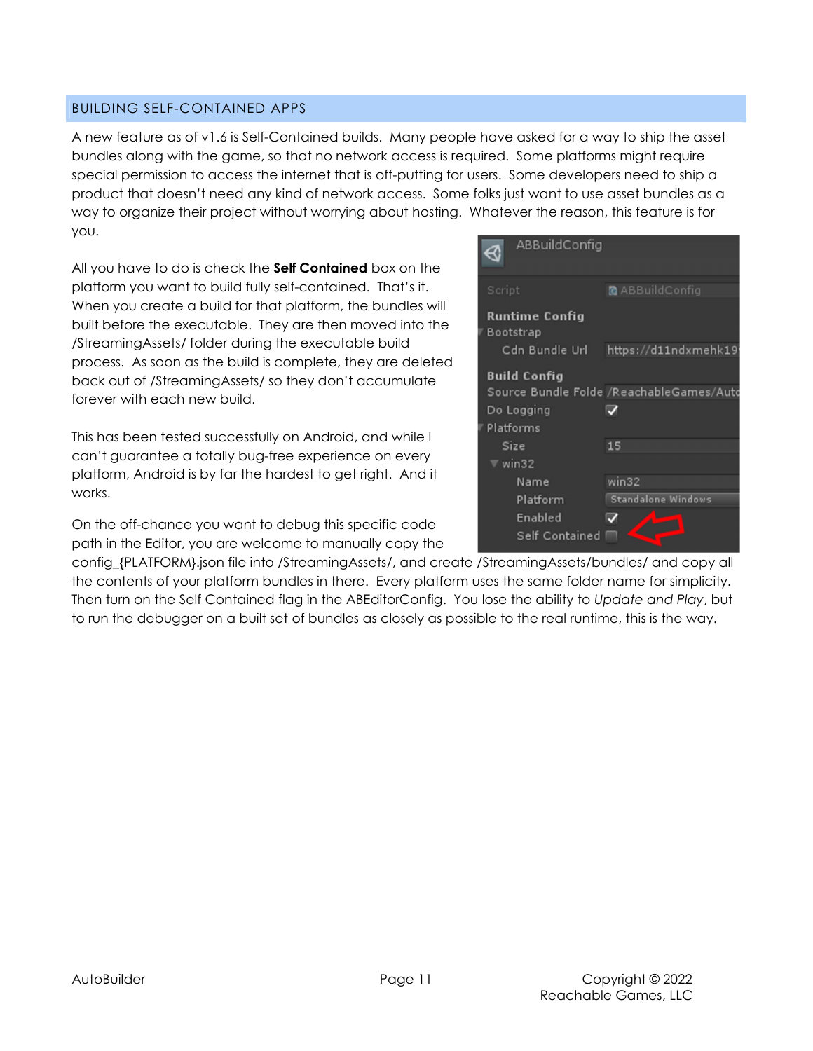## BUILDING SELF-CONTAINED APPS

A new feature as of v1.6 is Self-Contained builds. Many people have asked for a way to ship the asset bundles along with the game, so that no network access is required. Some platforms might require special permission to access the internet that is off-putting for users. Some developers need to ship a product that doesn't need any kind of network access. Some folks just want to use asset bundles as a way to organize their project without worrying about hosting. Whatever the reason, this feature is for you.

All you have to do is check the **Self Contained** box on the platform you want to build fully self-contained. That's it. When you create a build for that platform, the bundles will built before the executable. They are then moved into the /StreamingAssets/ folder during the executable build process. As soon as the build is complete, they are deleted back out of /StreamingAssets/ so they don't accumulate forever with each new build.

This has been tested successfully on Android, and while I can't guarantee a totally bug-free experience on every platform, Android is by far the hardest to get right. And it works.

On the off-chance you want to debug this specific code path in the Editor, you are welcome to manually copy the config_{PLATFORM}.json file into /StreamingAssets/, and create /StreamingAssets/bundles/ and copy all the contents of your platform bundles in there. Every platform uses the same folder name for simplicity. Then turn on the Self Contained flag in the ABEditorConfig. You lose the ability to *Update and Play*, but to run the debugger on a built set of bundles as closely as possible to the real runtime, this is the way.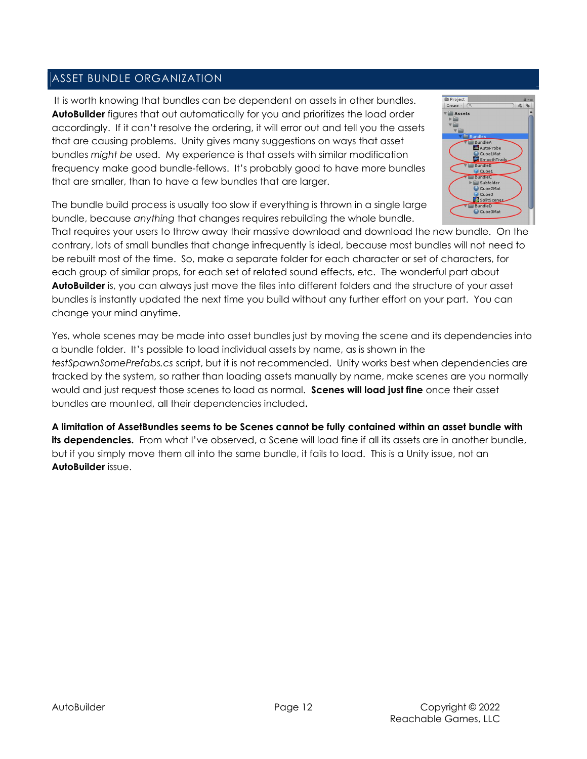## ASSET BUNDLE ORGANIZATION

It is worth knowing that bundles can be dependent on assets in other bundles. **AutoBuilder** figures that out automatically for you and prioritizes the load order accordingly. If it can't resolve the ordering, it will error out and tell you the assets that are causing problems. Unity gives many suggestions on ways that asset bundles *might be* used. My experience is that assets with similar modification frequency make good bundle-fellows. It's probably good to have more bundles that are smaller, than to have a few bundles that are larger.

The bundle build process is usually too slow if everything is thrown in a single large bundle, because *anything* that changes requires rebuilding the whole bundle. That requires your users to throw away their massive download and download the new bundle. On the contrary, lots of small bundles that change infrequently is ideal, because most bundles will not need to be rebuilt most of the time. So, make a separate folder for each character or set of characters, for each group of similar props, for each set of related sound effects, etc. The wonderful part about **AutoBuilder** is, you can always just move the files into different folders and the structure of your asset bundles is instantly updated the next time you build without any further effort on your part. You can change your mind anytime.

Yes, whole scenes may be made into asset bundles just by moving the scene and its dependencies into a bundle folder. It's possible to load individual assets by name, as is shown in the *testSpawnSomePrefabs.cs* script, but it is not recommended. Unity works best when dependencies are tracked by the system, so rather than loading assets manually by name, make scenes are you normally would and just request those scenes to load as normal. **Scenes will load just fine** once their asset bundles are mounted, all their dependencies included**.**

**A limitation of AssetBundles seems to be Scenes cannot be fully contained within an asset bundle with its dependencies.** From what I've observed, a Scene will load fine if all its assets are in another bundle, but if you simply move them all into the same bundle, it fails to load. This is a Unity issue, not an **AutoBuilder** issue.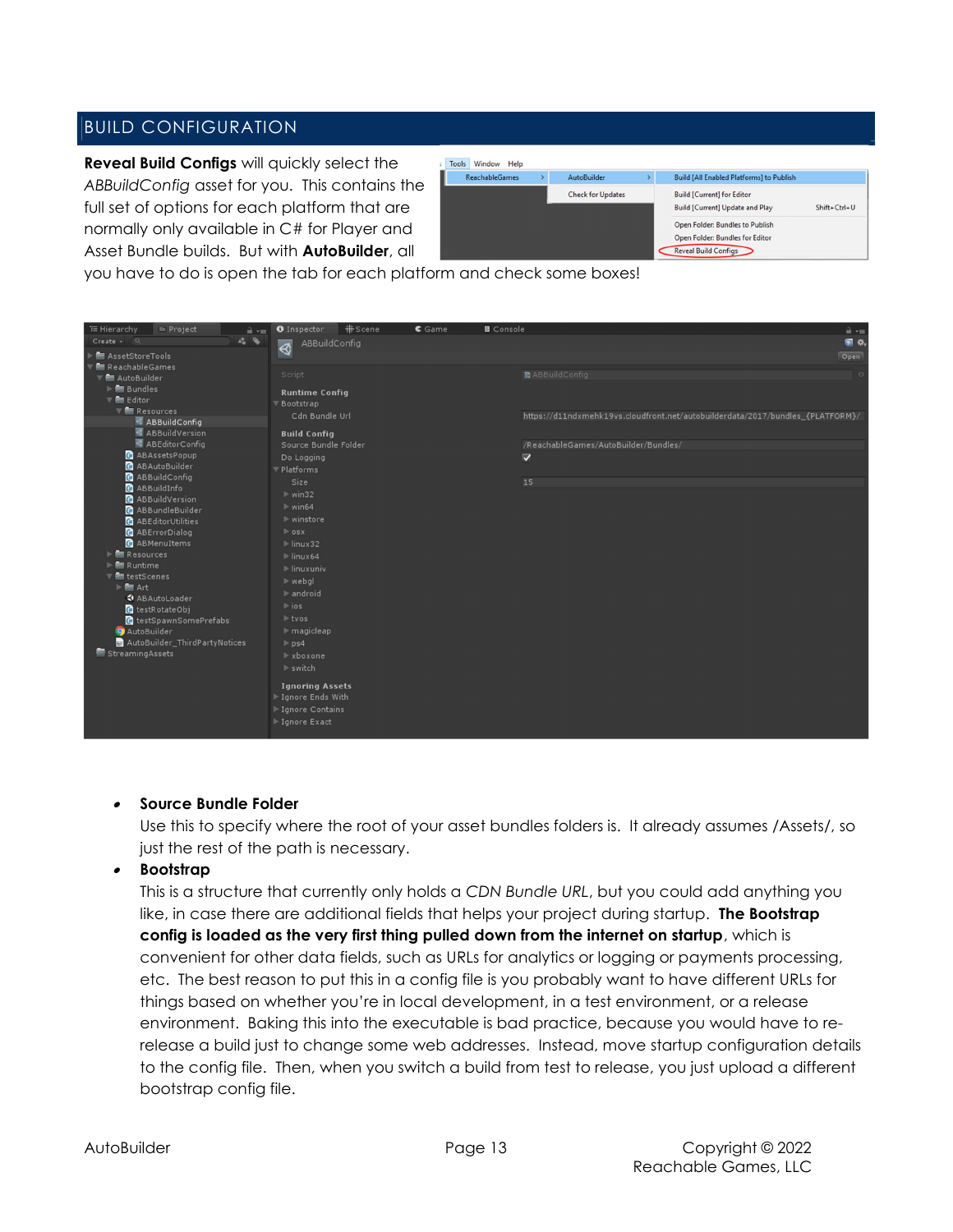## BUILD CONFIGURATION

**Reveal Build Configs** will quickly select the *ABBuildConfig* asset for you. This contains the full set of options for each platform that are normally only available in C# for Player and Asset Bundle builds. But with **AutoBuilder**, all you have to do is open the tab for each platform and check some boxes!

- **Source Bundle Folder**
  Use this to specify where the root of your asset bundles folders is. It already assumes /Assets/, so just the rest of the path is necessary.
- **Bootstrap**
  This is a structure that currently only holds a *CDN Bundle URL*, but you could add anything you like, in case there are additional fields that helps your project during startup. **The Bootstrap config is loaded as the very first thing pulled down from the internet on startup**, which is convenient for other data fields, such as URLs for analytics or logging or payments processing, etc. The best reason to put this in a config file is you probably want to have different URLs for things based on whether you're in local development, in a test environment, or a release environment. Baking this into the executable is bad practice, because you would have to re-release a build just to change some web addresses. Instead, move startup configuration details to the config file. Then, when you switch a build from test to release, you just upload a different bootstrap config file.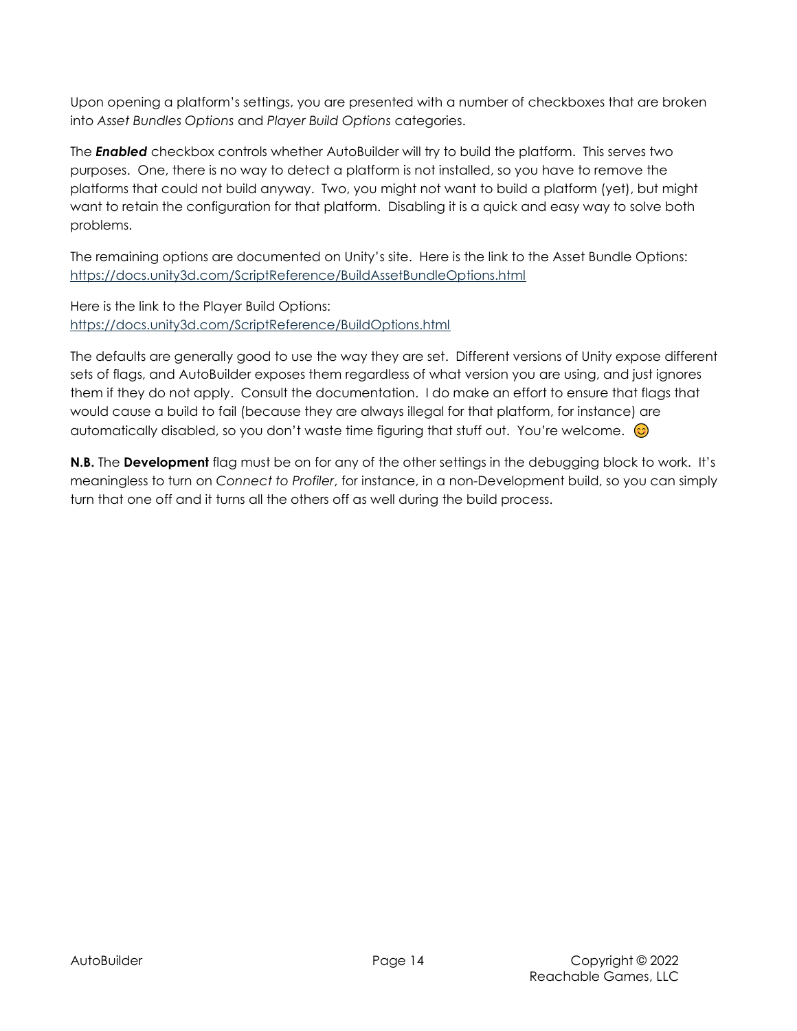Upon opening a platform's settings, you are presented with a number of checkboxes that are broken into *Asset Bundles Options* and *Player Build Options* categories.

The ***Enabled*** checkbox controls whether AutoBuilder will try to build the platform. This serves two purposes. One, there is no way to detect a platform is not installed, so you have to remove the platforms that could not build anyway. Two, you might not want to build a platform (yet), but might want to retain the configuration for that platform. Disabling it is a quick and easy way to solve both problems.

The remaining options are documented on Unity's site. Here is the link to the Asset Bundle Options: [https://docs.unity3d.com/ScriptReference/BuildAssetBundleOptions.html](https://docs.unity3d.com/ScriptReference/BuildAssetBundleOptions.html)

Here is the link to the Player Build Options:
[https://docs.unity3d.com/ScriptReference/BuildOptions.html](https://docs.unity3d.com/ScriptReference/BuildOptions.html)

The defaults are generally good to use the way they are set. Different versions of Unity expose different sets of flags, and AutoBuilder exposes them regardless of what version you are using, and just ignores them if they do not apply. Consult the documentation. I do make an effort to ensure that flags that would cause a build to fail (because they are always illegal for that platform, for instance) are automatically disabled, so you don't waste time figuring that stuff out. You're welcome. 😊

**N.B.** The **Development** flag must be on for any of the other settings in the debugging block to work. It's meaningless to turn on *Connect to Profiler*, for instance, in a non-Development build, so you can simply turn that one off and it turns all the others off as well during the build process.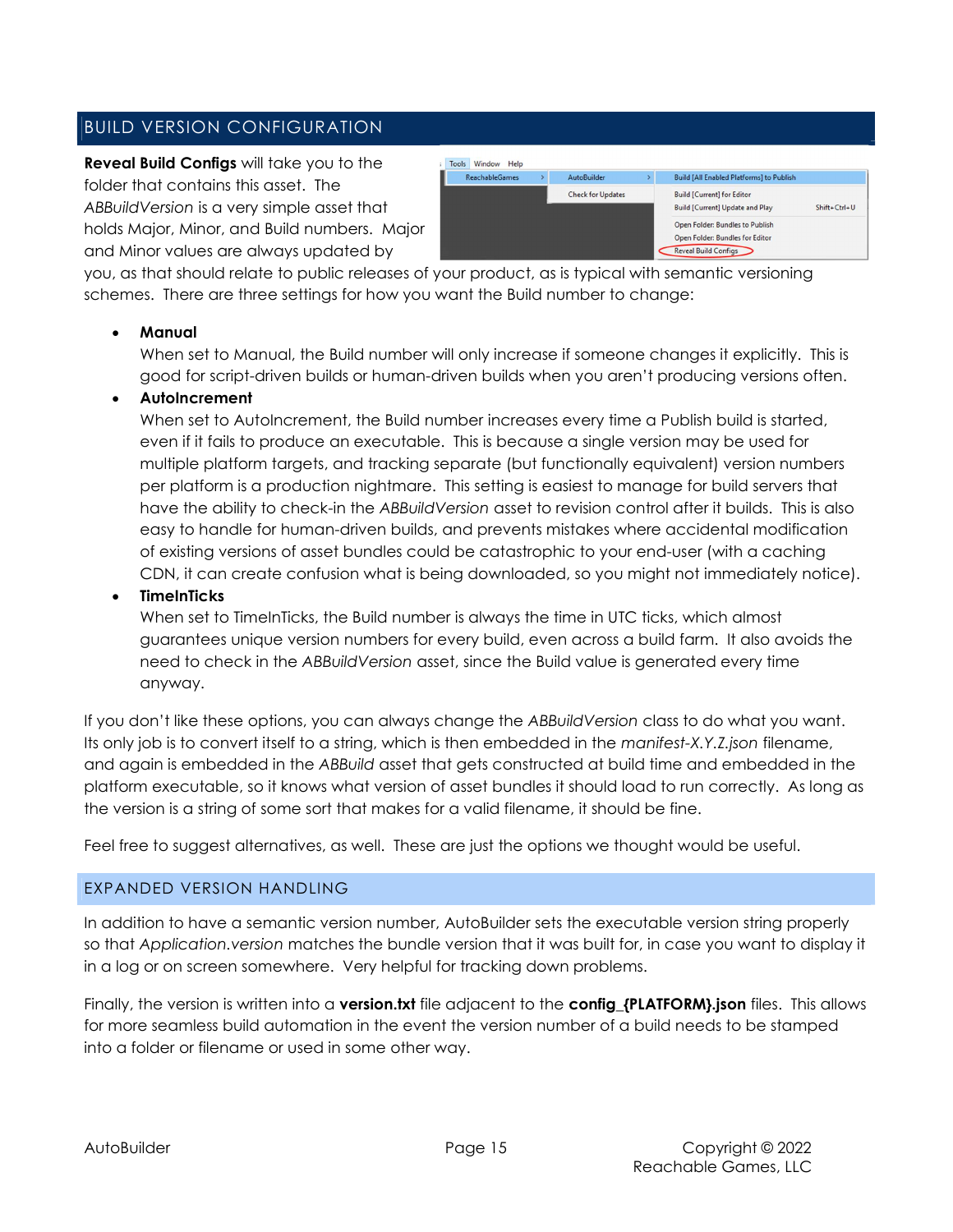## BUILD VERSION CONFIGURATION

**Reveal Build Configs** will take you to the folder that contains this asset. The *ABBuildVersion* is a very simple asset that holds Major, Minor, and Build numbers. Major and Minor values are always updated by you, as that should relate to public releases of your product, as is typical with semantic versioning schemes. There are three settings for how you want the Build number to change:

- **Manual**
  When set to Manual, the Build number will only increase if someone changes it explicitly. This is good for script-driven builds or human-driven builds when you aren't producing versions often.
- **AutoIncrement**
  When set to AutoIncrement, the Build number increases every time a Publish build is started, even if it fails to produce an executable. This is because a single version may be used for multiple platform targets, and tracking separate (but functionally equivalent) version numbers per platform is a production nightmare. This setting is easiest to manage for build servers that have the ability to check-in the *ABBuildVersion* asset to revision control after it builds. This is also easy to handle for human-driven builds, and prevents mistakes where accidental modification of existing versions of asset bundles could be catastrophic to your end-user (with a caching CDN, it can create confusion what is being downloaded, so you might not immediately notice).
- **TimeInTicks**
  When set to TimeInTicks, the Build number is always the time in UTC ticks, which almost guarantees unique version numbers for every build, even across a build farm. It also avoids the need to check in the *ABBuildVersion* asset, since the Build value is generated every time anyway.

If you don't like these options, you can always change the *ABBuildVersion* class to do what you want. Its only job is to convert itself to a string, which is then embedded in the *manifest-X.Y.Z.json* filename, and again is embedded in the *ABBuild* asset that gets constructed at build time and embedded in the platform executable, so it knows what version of asset bundles it should load to run correctly. As long as the version is a string of some sort that makes for a valid filename, it should be fine.

Feel free to suggest alternatives, as well. These are just the options we thought would be useful.

### EXPANDED VERSION HANDLING

In addition to have a semantic version number, AutoBuilder sets the executable version string properly so that *Application.version* matches the bundle version that it was built for, in case you want to display it in a log or on screen somewhere. Very helpful for tracking down problems.

Finally, the version is written into a **version.txt** file adjacent to the **config_{PLATFORM}.json** files. This allows for more seamless build automation in the event the version number of a build needs to be stamped into a folder or filename or used in some other way.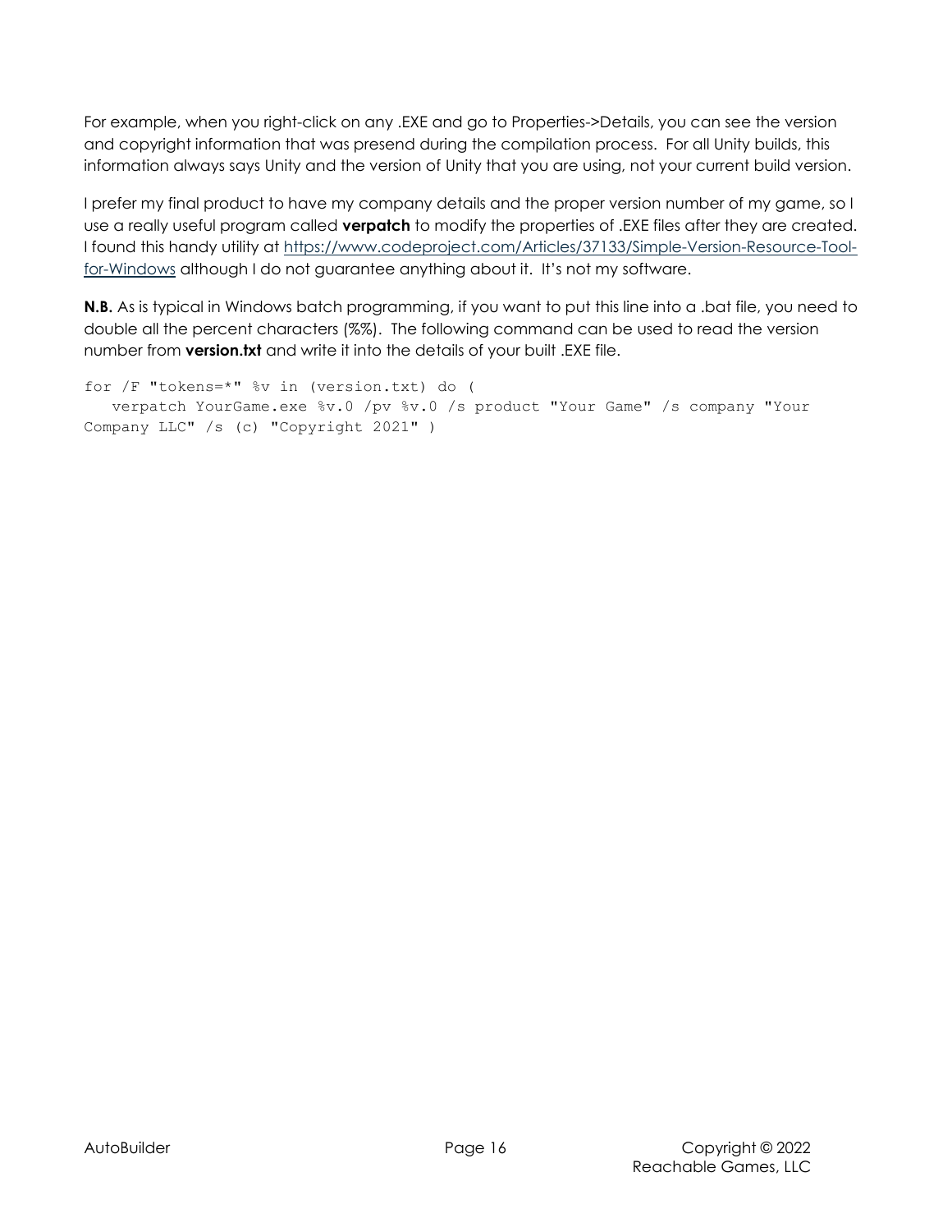For example, when you right-click on any .EXE and go to Properties->Details, you can see the version and copyright information that was presend during the compilation process. For all Unity builds, this information always says Unity and the version of Unity that you are using, not your current build version.

I prefer my final product to have my company details and the proper version number of my game, so I use a really useful program called **verpatch** to modify the properties of .EXE files after they are created. I found this handy utility at [https://www.codeproject.com/Articles/37133/Simple-Version-Resource-Tool-for-Windows](https://www.codeproject.com/Articles/37133/Simple-Version-Resource-Tool-for-Windows) although I do not guarantee anything about it. It's not my software.

**N.B.** As is typical in Windows batch programming, if you want to put this line into a .bat file, you need to double all the percent characters (%%). The following command can be used to read the version number from **version.txt** and write it into the details of your built .EXE file.

```
for /F "tokens=*" %v in (version.txt) do (
   verpatch YourGame.exe %v.0 /pv %v.0 /s product "Your Game" /s company "Your
Company LLC" /s (c) "Copyright 2021" )
```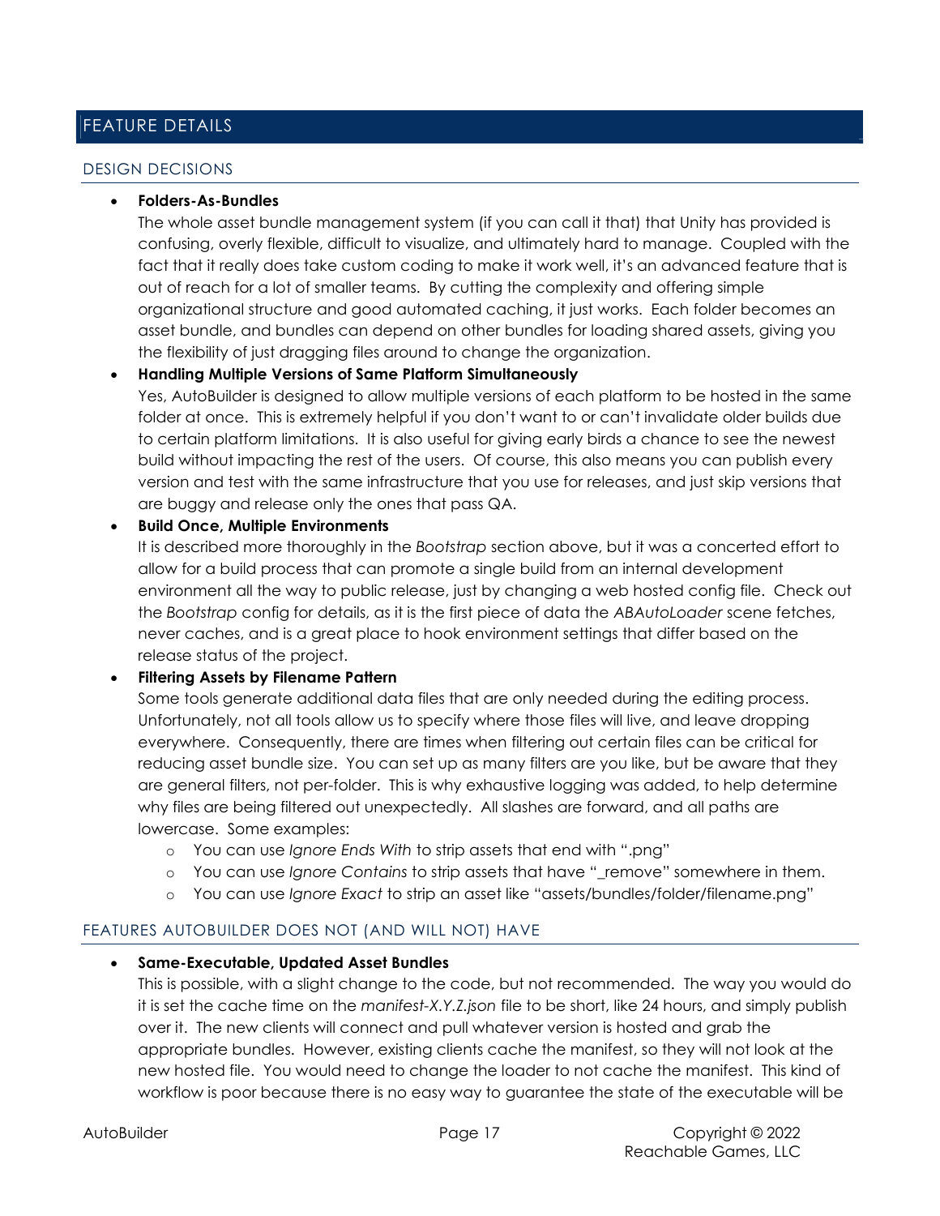# FEATURE DETAILS

## DESIGN DECISIONS

- **Folders-As-Bundles**
  The whole asset bundle management system (if you can call it that) that Unity has provided is confusing, overly flexible, difficult to visualize, and ultimately hard to manage. Coupled with the fact that it really does take custom coding to make it work well, it's an advanced feature that is out of reach for a lot of smaller teams. By cutting the complexity and offering simple organizational structure and good automated caching, it just works. Each folder becomes an asset bundle, and bundles can depend on other bundles for loading shared assets, giving you the flexibility of just dragging files around to change the organization.
- **Handling Multiple Versions of Same Platform Simultaneously**
  Yes, AutoBuilder is designed to allow multiple versions of each platform to be hosted in the same folder at once. This is extremely helpful if you don't want to or can't invalidate older builds due to certain platform limitations. It is also useful for giving early birds a chance to see the newest build without impacting the rest of the users. Of course, this also means you can publish every version and test with the same infrastructure that you use for releases, and just skip versions that are buggy and release only the ones that pass QA.
- **Build Once, Multiple Environments**
  It is described more thoroughly in the *Bootstrap* section above, but it was a concerted effort to allow for a build process that can promote a single build from an internal development environment all the way to public release, just by changing a web hosted config file. Check out the *Bootstrap* config for details, as it is the first piece of data the *ABAutoLoader* scene fetches, never caches, and is a great place to hook environment settings that differ based on the release status of the project.
- **Filtering Assets by Filename Pattern**
  Some tools generate additional data files that are only needed during the editing process. Unfortunately, not all tools allow us to specify where those files will live, and leave dropping everywhere. Consequently, there are times when filtering out certain files can be critical for reducing asset bundle size. You can set up as many filters are you like, but be aware that they are general filters, not per-folder. This is why exhaustive logging was added, to help determine why files are being filtered out unexpectedly. All slashes are forward, and all paths are lowercase. Some examples:
  - You can use *Ignore Ends With* to strip assets that end with ".png"
  - You can use *Ignore Contains* to strip assets that have "_remove" somewhere in them.
  - You can use *Ignore Exact* to strip an asset like "assets/bundles/folder/filename.png"

## FEATURES AUTOBUILDER DOES NOT (AND WILL NOT) HAVE

- **Same-Executable, Updated Asset Bundles**
  This is possible, with a slight change to the code, but not recommended. The way you would do it is set the cache time on the *manifest-X.Y.Z.json* file to be short, like 24 hours, and simply publish over it. The new clients will connect and pull whatever version is hosted and grab the appropriate bundles. However, existing clients cache the manifest, so they will not look at the new hosted file. You would need to change the loader to not cache the manifest. This kind of workflow is poor because there is no easy way to guarantee the state of the executable will be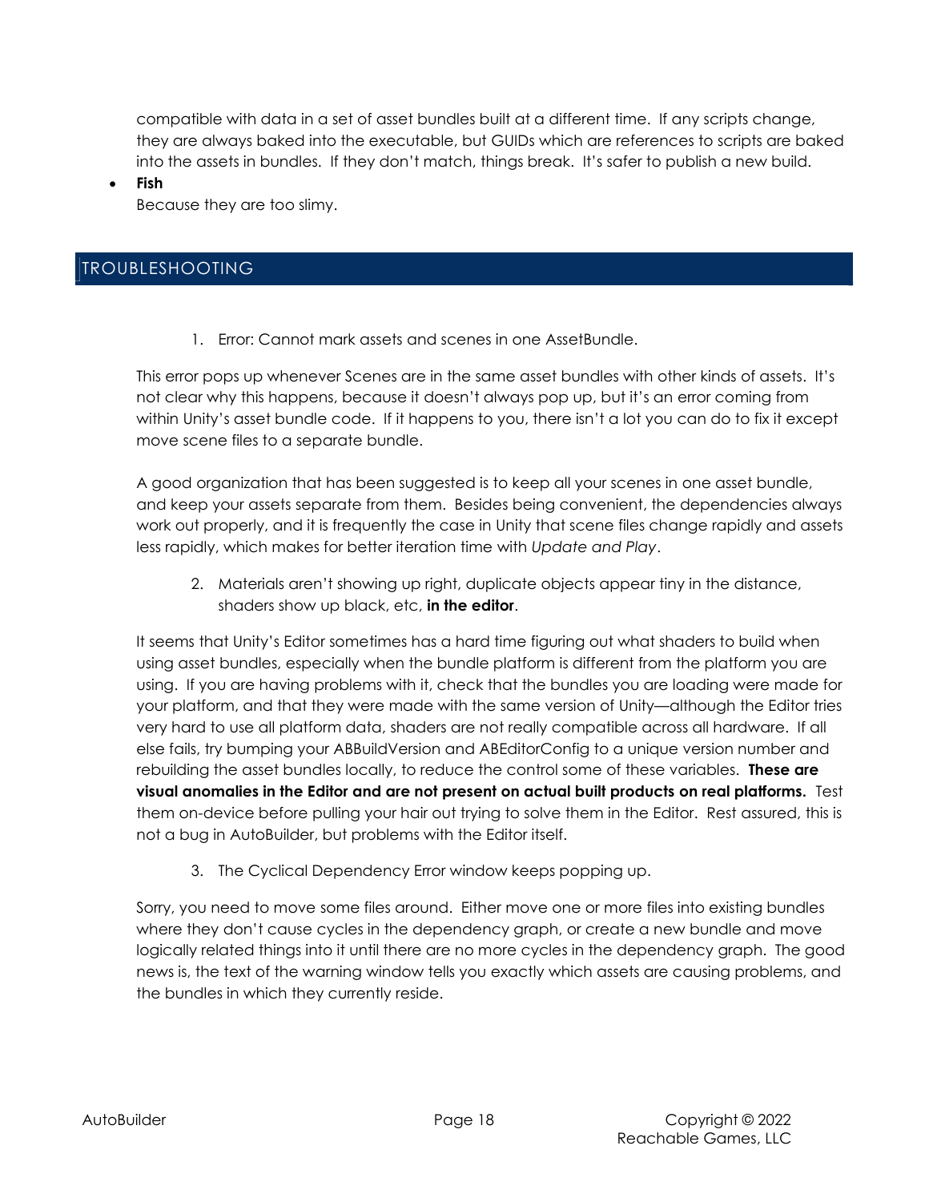compatible with data in a set of asset bundles built at a different time. If any scripts change, they are always baked into the executable, but GUIDs which are references to scripts are baked into the assets in bundles. If they don't match, things break. It's safer to publish a new build.

- **Fish**
  Because they are too slimy.

## TROUBLESHOOTING

1. Error: Cannot mark assets and scenes in one AssetBundle.

This error pops up whenever Scenes are in the same asset bundles with other kinds of assets. It's not clear why this happens, because it doesn't always pop up, but it's an error coming from within Unity's asset bundle code. If it happens to you, there isn't a lot you can do to fix it except move scene files to a separate bundle.

A good organization that has been suggested is to keep all your scenes in one asset bundle, and keep your assets separate from them. Besides being convenient, the dependencies always work out properly, and it is frequently the case in Unity that scene files change rapidly and assets less rapidly, which makes for better iteration time with *Update and Play*.

2. Materials aren't showing up right, duplicate objects appear tiny in the distance, shaders show up black, etc, **in the editor**.

It seems that Unity's Editor sometimes has a hard time figuring out what shaders to build when using asset bundles, especially when the bundle platform is different from the platform you are using. If you are having problems with it, check that the bundles you are loading were made for your platform, and that they were made with the same version of Unity—although the Editor tries very hard to use all platform data, shaders are not really compatible across all hardware. If all else fails, try bumping your ABBuildVersion and ABEditorConfig to a unique version number and rebuilding the asset bundles locally, to reduce the control some of these variables. **These are visual anomalies in the Editor and are not present on actual built products on real platforms.** Test them on-device before pulling your hair out trying to solve them in the Editor. Rest assured, this is not a bug in AutoBuilder, but problems with the Editor itself.

3. The Cyclical Dependency Error window keeps popping up.

Sorry, you need to move some files around. Either move one or more files into existing bundles where they don't cause cycles in the dependency graph, or create a new bundle and move logically related things into it until there are no more cycles in the dependency graph. The good news is, the text of the warning window tells you exactly which assets are causing problems, and the bundles in which they currently reside.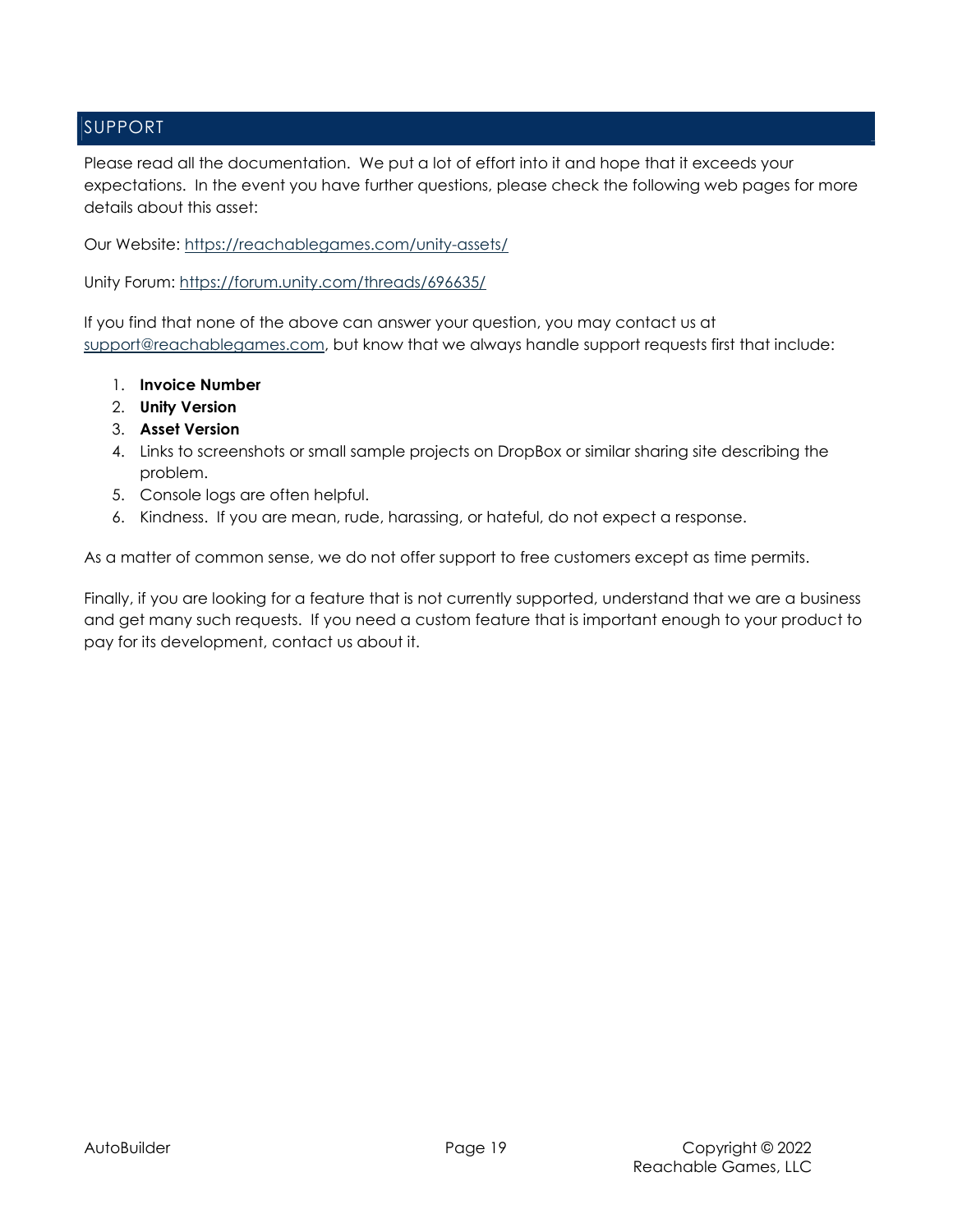## SUPPORT

Please read all the documentation. We put a lot of effort into it and hope that it exceeds your expectations. In the event you have further questions, please check the following web pages for more details about this asset:

Our Website: https://reachablegames.com/unity-assets/

Unity Forum: https://forum.unity.com/threads/696635/

If you find that none of the above can answer your question, you may contact us at support@reachablegames.com, but know that we always handle support requests first that include:

1. **Invoice Number**
2. **Unity Version**
3. **Asset Version**
4. Links to screenshots or small sample projects on DropBox or similar sharing site describing the problem.
5. Console logs are often helpful.
6. Kindness. If you are mean, rude, harassing, or hateful, do not expect a response.

As a matter of common sense, we do not offer support to free customers except as time permits.

Finally, if you are looking for a feature that is not currently supported, understand that we are a business and get many such requests. If you need a custom feature that is important enough to your product to pay for its development, contact us about it.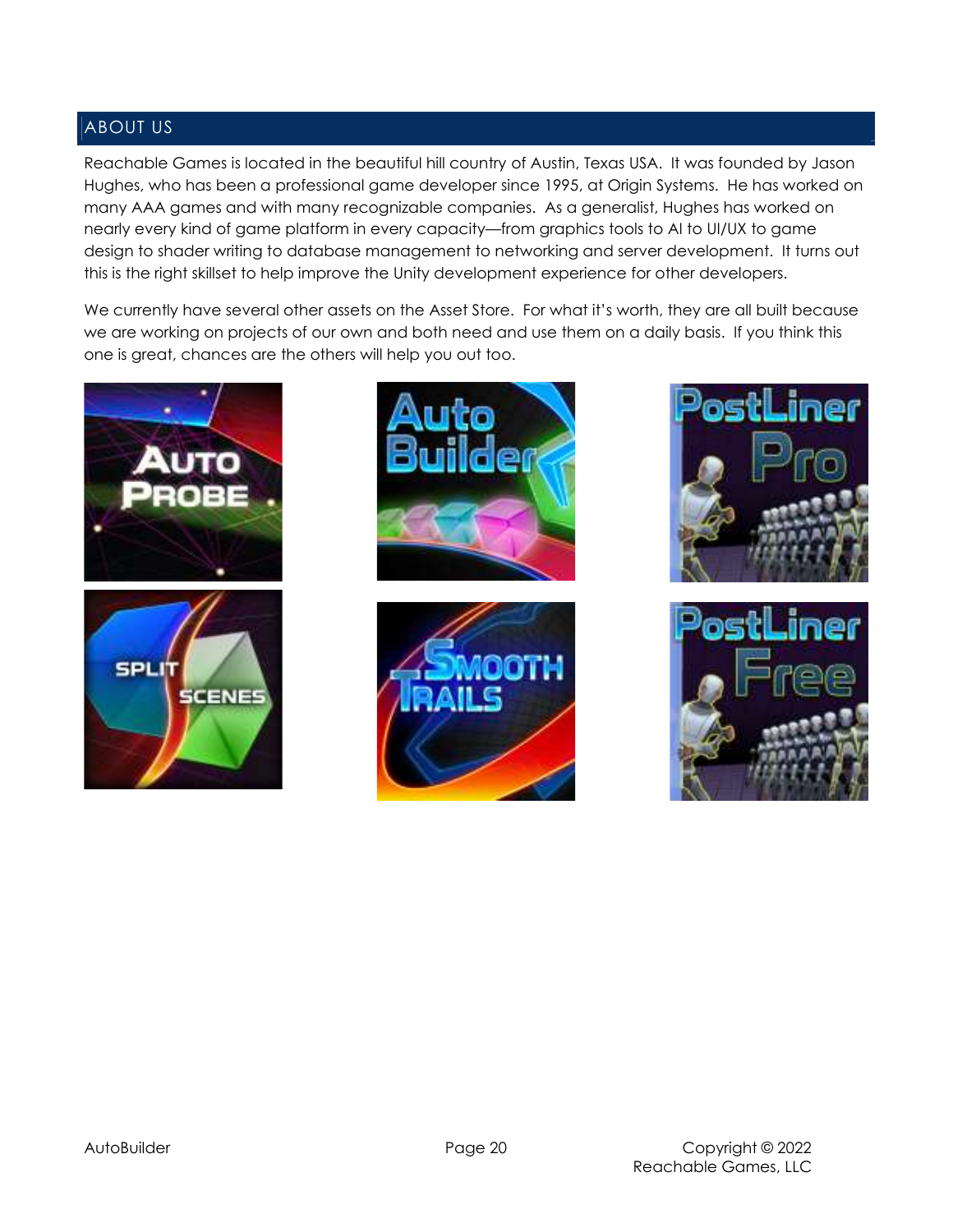## ABOUT US

Reachable Games is located in the beautiful hill country of Austin, Texas USA. It was founded by Jason Hughes, who has been a professional game developer since 1995, at Origin Systems. He has worked on many AAA games and with many recognizable companies. As a generalist, Hughes has worked on nearly every kind of game platform in every capacity—from graphics tools to AI to UI/UX to game design to shader writing to database management to networking and server development. It turns out this is the right skillset to help improve the Unity development experience for other developers.

We currently have several other assets on the Asset Store. For what it's worth, they are all built because we are working on projects of our own and both need and use them on a daily basis. If you think this one is great, chances are the others will help you out too.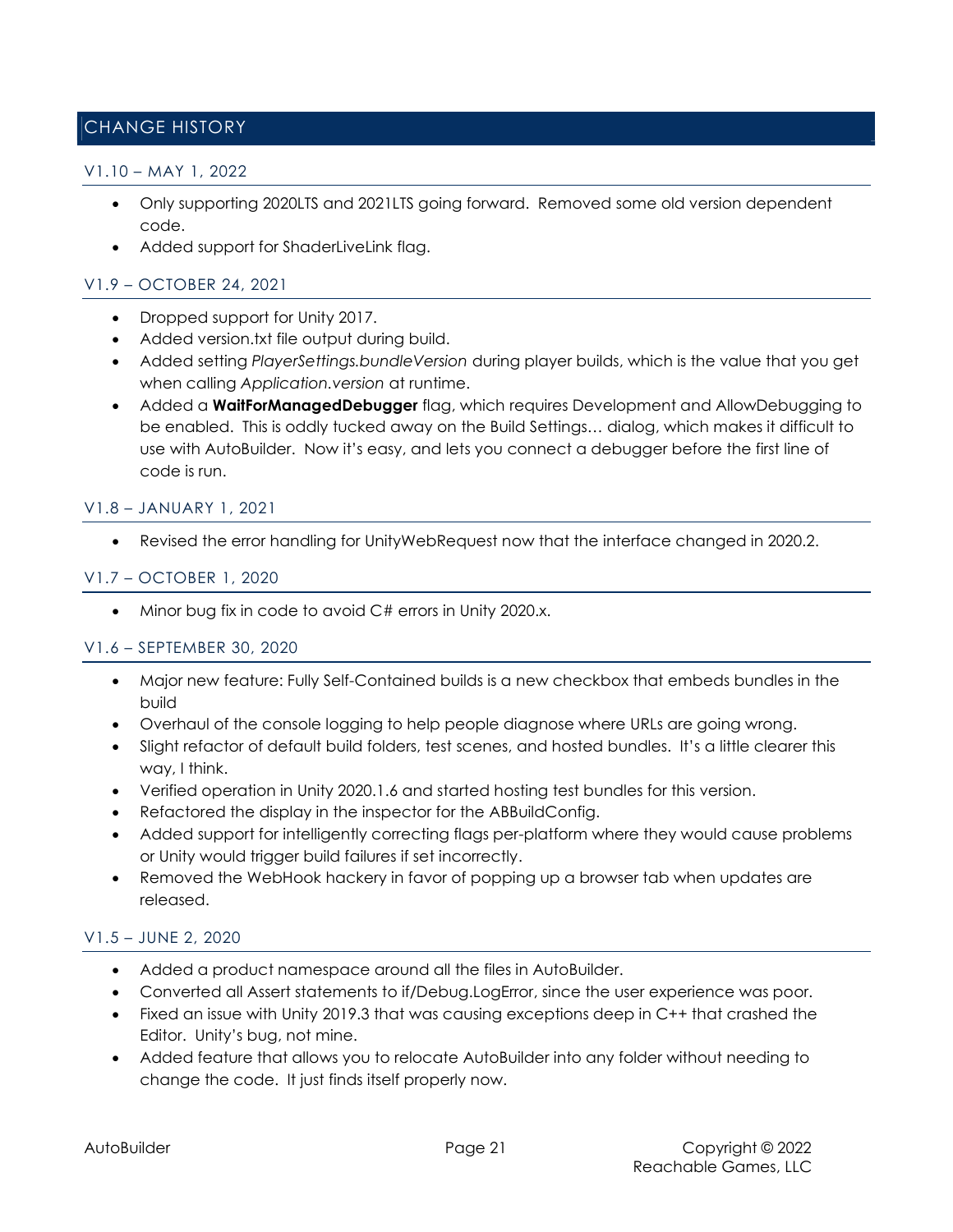# CHANGE HISTORY

## V1.10 – MAY 1, 2022

- Only supporting 2020LTS and 2021LTS going forward. Removed some old version dependent code.
- Added support for ShaderLiveLink flag.

## V1.9 – OCTOBER 24, 2021

- Dropped support for Unity 2017.
- Added version.txt file output during build.
- Added setting *PlayerSettings.bundleVersion* during player builds, which is the value that you get when calling *Application.version* at runtime.
- Added a **WaitForManagedDebugger** flag, which requires Development and AllowDebugging to be enabled. This is oddly tucked away on the Build Settings… dialog, which makes it difficult to use with AutoBuilder. Now it's easy, and lets you connect a debugger before the first line of code is run.

## V1.8 – JANUARY 1, 2021

- Revised the error handling for UnityWebRequest now that the interface changed in 2020.2.

## V1.7 – OCTOBER 1, 2020

- Minor bug fix in code to avoid C# errors in Unity 2020.x.

## V1.6 – SEPTEMBER 30, 2020

- Major new feature: Fully Self-Contained builds is a new checkbox that embeds bundles in the build
- Overhaul of the console logging to help people diagnose where URLs are going wrong.
- Slight refactor of default build folders, test scenes, and hosted bundles. It's a little clearer this way, I think.
- Verified operation in Unity 2020.1.6 and started hosting test bundles for this version.
- Refactored the display in the inspector for the ABBuildConfig.
- Added support for intelligently correcting flags per-platform where they would cause problems or Unity would trigger build failures if set incorrectly.
- Removed the WebHook hackery in favor of popping up a browser tab when updates are released.

## V1.5 – JUNE 2, 2020

- Added a product namespace around all the files in AutoBuilder.
- Converted all Assert statements to if/Debug.LogError, since the user experience was poor.
- Fixed an issue with Unity 2019.3 that was causing exceptions deep in C++ that crashed the Editor. Unity's bug, not mine.
- Added feature that allows you to relocate AutoBuilder into any folder without needing to change the code. It just finds itself properly now.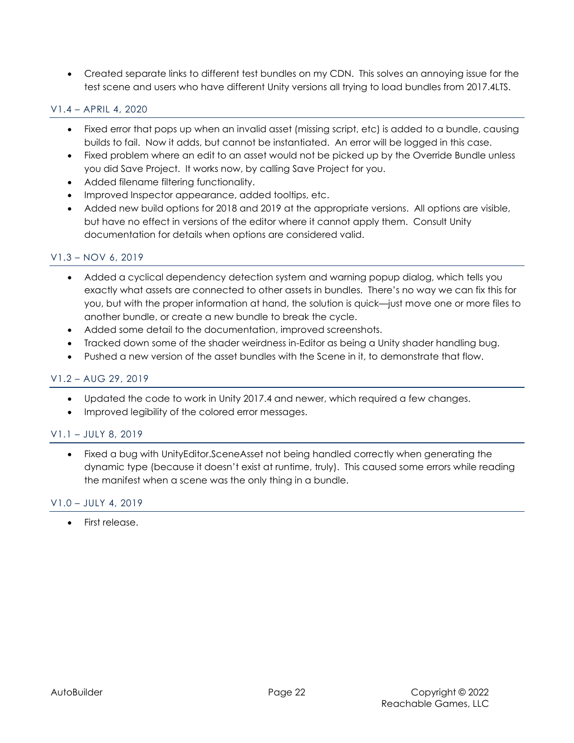- Created separate links to different test bundles on my CDN. This solves an annoying issue for the test scene and users who have different Unity versions all trying to load bundles from 2017.4LTS.

### V1.4 – APRIL 4, 2020

- Fixed error that pops up when an invalid asset (missing script, etc) is added to a bundle, causing builds to fail. Now it adds, but cannot be instantiated. An error will be logged in this case.
- Fixed problem where an edit to an asset would not be picked up by the Override Bundle unless you did Save Project. It works now, by calling Save Project for you.
- Added filename filtering functionality.
- Improved Inspector appearance, added tooltips, etc.
- Added new build options for 2018 and 2019 at the appropriate versions. All options are visible, but have no effect in versions of the editor where it cannot apply them. Consult Unity documentation for details when options are considered valid.

### V1.3 – NOV 6, 2019

- Added a cyclical dependency detection system and warning popup dialog, which tells you exactly what assets are connected to other assets in bundles. There's no way we can fix this for you, but with the proper information at hand, the solution is quick—just move one or more files to another bundle, or create a new bundle to break the cycle.
- Added some detail to the documentation, improved screenshots.
- Tracked down some of the shader weirdness in-Editor as being a Unity shader handling bug.
- Pushed a new version of the asset bundles with the Scene in it, to demonstrate that flow.

### V1.2 – AUG 29, 2019

- Updated the code to work in Unity 2017.4 and newer, which required a few changes.
- Improved legibility of the colored error messages.

### V1.1 – JULY 8, 2019

- Fixed a bug with UnityEditor.SceneAsset not being handled correctly when generating the dynamic type (because it doesn't exist at runtime, truly). This caused some errors while reading the manifest when a scene was the only thing in a bundle.

### V1.0 – JULY 4, 2019

- First release.